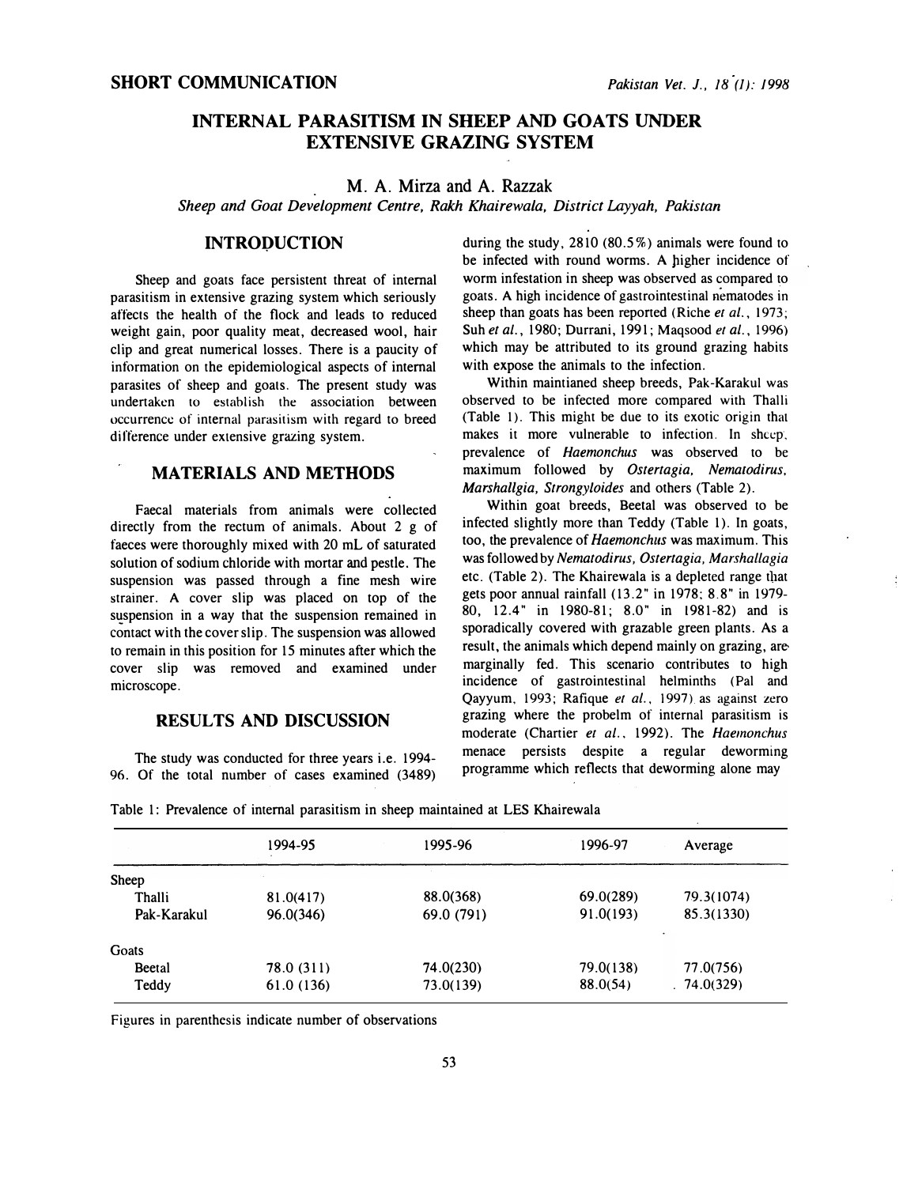SHORT COMMUNICATION

# INTERNAL PARASITISM IN SHEEP AND GOATS UNDER EXTENSIVE GRAZING SYSTEM

M. A. Mirza and A. Razzak

*Sheep and Goat Development Centre, Rakh Khairewala, District Layyah, Pakistan*

## INTRODUCTION

Sheep and goats face persistent threat of internal parasitism in extensive grazing system which seriously affects the health of the flock and leads to reduced weight gain, poor quality meat, decreased wool, hair clip and great numerical losses. There is a paucity of information on the epidemiological aspects of internal parasites of sheep and goats. The present study was undertaken to establish the association between occurrence of internal parasitism with regard to breed difference under extensive grazing system.

## MATERIALS AND METHODS

Faecal materials from animals were collected directly from the rectum of animals. About 2 g of faeces were thoroughly mixed with 20 mL of saturated solution of sodium chloride with mortar and pestle. The suspension was passed through a fine mesh wire strainer. A cover slip was placed on top of the suspension in a way that the suspension remained in contact with the cover slip. The suspension was allowed to remain in this position for 15 minutes after which the cover slip was removed and examined under microscope.

## RESULTS AND DISCUSSION

The study was conducted for three years i.e. 1994-96. Of the total number of cases examined (3489) during the study, 2810 (80.5%) animals were found to be infected with round worms. A higher incidence of worm infestation in sheep was observed as compared to goats. A high incidence of gastrointestinal nematodes in sheep than goats has been reported (Riche *et al.*, 1973; Suh *et al.*, 1980; Durrani, 1991; Maqsood *et al.*, 1996) which may be attributed to its ground grazing habits with expose the animals to the infection.

Within maintianed sheep breeds, Pak-Karakul was observed to be infected more compared with Thalli (Table 1). This might be due to its exotic origin that makes it more vulnerable to infection. In sheep, prevalence of *Haemonchus* was observed to be maximum followed by *Ostertagia, Nematodirus, Marshallgia, Strongyloides* and others (Table 2).

Within goat breeds, Beetal was observed to be infected slightly more than Teddy (Table 1). In goats, too, the prevalence of *Haemonchus* was maximum. This was followed by *Nematodirus, Ostertagia, Marshallagia* etc. (Table 2). The Khairewala is a depleted range that gets poor annual rainfall (13.2" in 1978; 8.8" in 1979-80, 12.4" in 1980-81; 8.0" in 1981-82) and is sporadically covered with grazable green plants. As a result, the animals which depend mainly on grazing, are marginally fed. This scenario contributes to high incidence of gastrointestinal helminths (Pal and Qayyum, 1993; Rafique *et al.*, 1997) as against zero grazing where the probelm of internal parasitism is moderate (Chartier *et al.*, 1992). The *Haemonchus* menace persists despite a regular deworming programme which reflects that deworming alone may

Table 1: Prevalence of internal parasitism in sheep maintained at LES Khairewala

| | 1994-95 | 1995-96 | 1996-97 | Average |
|---|---|---|---|---|
| Sheep | | | | |
| Thalli | 81.0(417) | 88.0(368) | 69.0(289) | 79.3(1074) |
| Pak-Karakul | 96.0(346) | 69.0 (791) | 91.0(193) | 85.3(1330) |
| Goats | | | | |
| Beetal | 78.0 (311) | 74.0(230) | 79.0(138) | 77.0(756) |
| Teddy | 61.0 (136) | 73.0(139) | 88.0(54) | 74.0(329) |

Figures in parenthesis indicate number of observations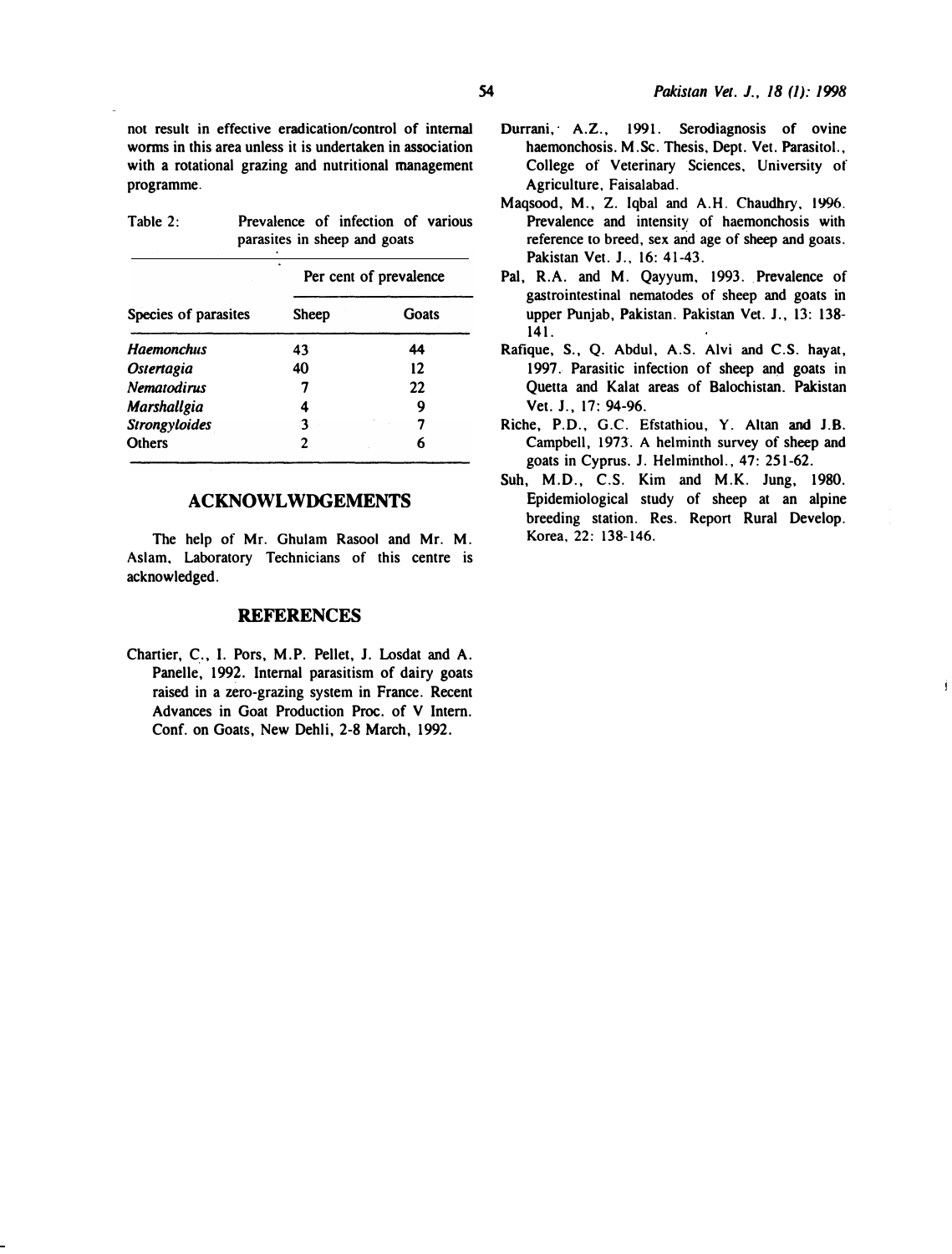not result in effective eradication/control of internal worms in this area unless it is undertaken in association with a rotational grazing and nutritional management programme.

Table 2: Prevalence of infection of various parasites in sheep and goats

| Species of parasites | Per cent of prevalence | |
|---|---|---|
| | Sheep | Goats |
| *Haemonchus* | 43 | 44 |
| *Ostertagia* | 40 | 12 |
| *Nematodirus* | 7 | 22 |
| *Marshallgia* | 4 | 9 |
| *Strongyloides* | 3 | 7 |
| Others | 2 | 6 |

## ACKNOWLWDGEMENTS

The help of Mr. Ghulam Rasool and Mr. M. Aslam, Laboratory Technicians of this centre is acknowledged.

## REFERENCES

Chartier, C., I. Pors, M.P. Pellet, J. Losdat and A. Panelle, 1992. Internal parasitism of dairy goats raised in a zero-grazing system in France. Recent Advances in Goat Production Proc. of V Intern. Conf. on Goats, New Dehli, 2-8 March, 1992.

Durrani, A.Z., 1991. Serodiagnosis of ovine haemonchosis. M.Sc. Thesis, Dept. Vet. Parasitol., College of Veterinary Sciences, University of Agriculture, Faisalabad.

Maqsood, M., Z. Iqbal and A.H. Chaudhry, 1996. Prevalence and intensity of haemonchosis with reference to breed, sex and age of sheep and goats. Pakistan Vet. J., 16: 41-43.

Pal, R.A. and M. Qayyum, 1993. Prevalence of gastrointestinal nematodes of sheep and goats in upper Punjab, Pakistan. Pakistan Vet. J., 13: 138-141.

Rafique, S., Q. Abdul, A.S. Alvi and C.S. hayat, 1997. Parasitic infection of sheep and goats in Quetta and Kalat areas of Balochistan. Pakistan Vet. J., 17: 94-96.

Riche, P.D., G.C. Efstathiou, Y. Altan and J.B. Campbell, 1973. A helminth survey of sheep and goats in Cyprus. J. Helminthol., 47: 251-62.

Suh, M.D., C.S. Kim and M.K. Jung, 1980. Epidemiological study of sheep at an alpine breeding station. Res. Report Rural Develop. Korea, 22: 138-146.